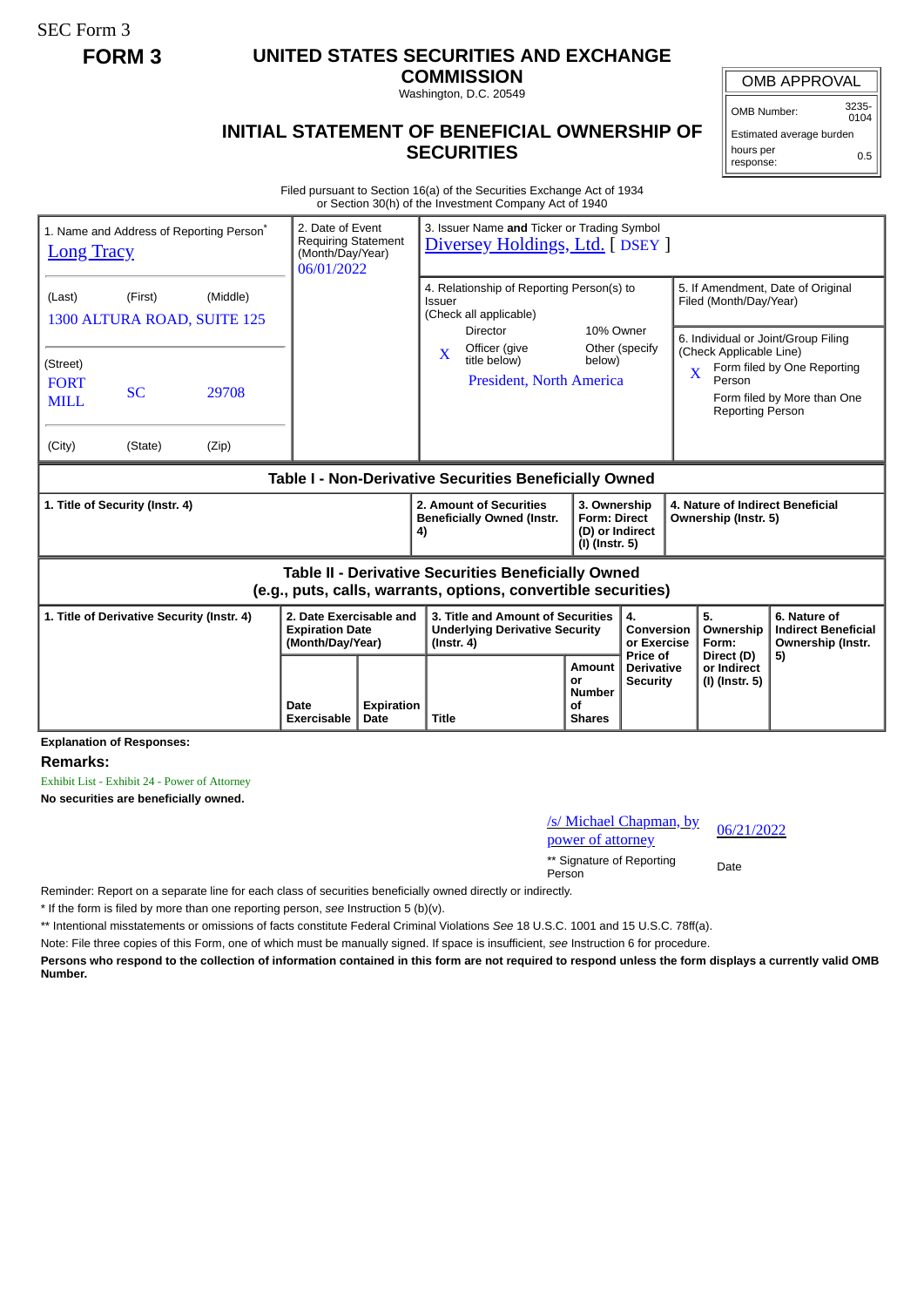SEC Form 3

**FORM 3**

# UNITED STATES SECURITIES AND EXCHANGE COMMISSION

Washington, D.C. 20549

## INITIAL STATEMENT OF BENEFICIAL OWNERSHIP OF SECURITIES

| OMB APPROVAL | |
|---|---|
| OMB Number: | 3235-0104 |
| Estimated average burden | |
| hours per response: | 0.5 |

Filed pursuant to Section 16(a) of the Securities Exchange Act of 1934
or Section 30(h) of the Investment Company Act of 1940

| 1. Name and Address of Reporting Person* | 2. Date of Event Requiring Statement (Month/Day/Year) | 3. Issuer Name **and** Ticker or Trading Symbol |
|---|---|---|
| Long Tracy | 06/01/2022 | Diversey Holdings, Ltd. [ DSEY ] |
| (Last) (First) (Middle)<br>1300 ALTURA ROAD, SUITE 125 | | 4. Relationship of Reporting Person(s) to Issuer (Check all applicable)<br>Director<br>10% Owner<br>X Officer (give title below)<br>Other (specify below)<br>President, North America |
| (Street)<br>FORT MILL SC 29708 | | 5. If Amendment, Date of Original Filed (Month/Day/Year) |
| (City) (State) (Zip) | | 6. Individual or Joint/Group Filing (Check Applicable Line)<br>X Form filed by One Reporting Person<br>Form filed by More than One Reporting Person |

### Table I - Non-Derivative Securities Beneficially Owned

| 1. Title of Security (Instr. 4) | 2. Amount of Securities Beneficially Owned (Instr. 4) | 3. Ownership Form: Direct (D) or Indirect (I) (Instr. 5) | 4. Nature of Indirect Beneficial Ownership (Instr. 5) |
|---|---|---|---|

### Table II - Derivative Securities Beneficially Owned (e.g., puts, calls, warrants, options, convertible securities)

| 1. Title of Derivative Security (Instr. 4) | 2. Date Exercisable and Expiration Date (Month/Day/Year) | | 3. Title and Amount of Securities Underlying Derivative Security (Instr. 4) | | 4. Conversion or Exercise Price of Derivative Security | 5. Ownership Form: Direct (D) or Indirect (I) (Instr. 5) | 6. Nature of Indirect Beneficial Ownership (Instr. 5) |
|---|---|---|---|---|---|---|---|
| | Date Exercisable | Expiration Date | Title | Amount or Number of Shares | | | |

**Explanation of Responses:**

**Remarks:**

Exhibit List - Exhibit 24 - Power of Attorney

**No securities are beneficially owned.**

| /s/ Michael Chapman, by power of attorney | 06/21/2022 |
|---|---|
| ** Signature of Reporting Person | Date |

Reminder: Report on a separate line for each class of securities beneficially owned directly or indirectly.

\* If the form is filed by more than one reporting person, *see* Instruction 5 (b)(v).

** Intentional misstatements or omissions of facts constitute Federal Criminal Violations *See* 18 U.S.C. 1001 and 15 U.S.C. 78ff(a).

Note: File three copies of this Form, one of which must be manually signed. If space is insufficient, *see* Instruction 6 for procedure.

**Persons who respond to the collection of information contained in this form are not required to respond unless the form displays a currently valid OMB Number.**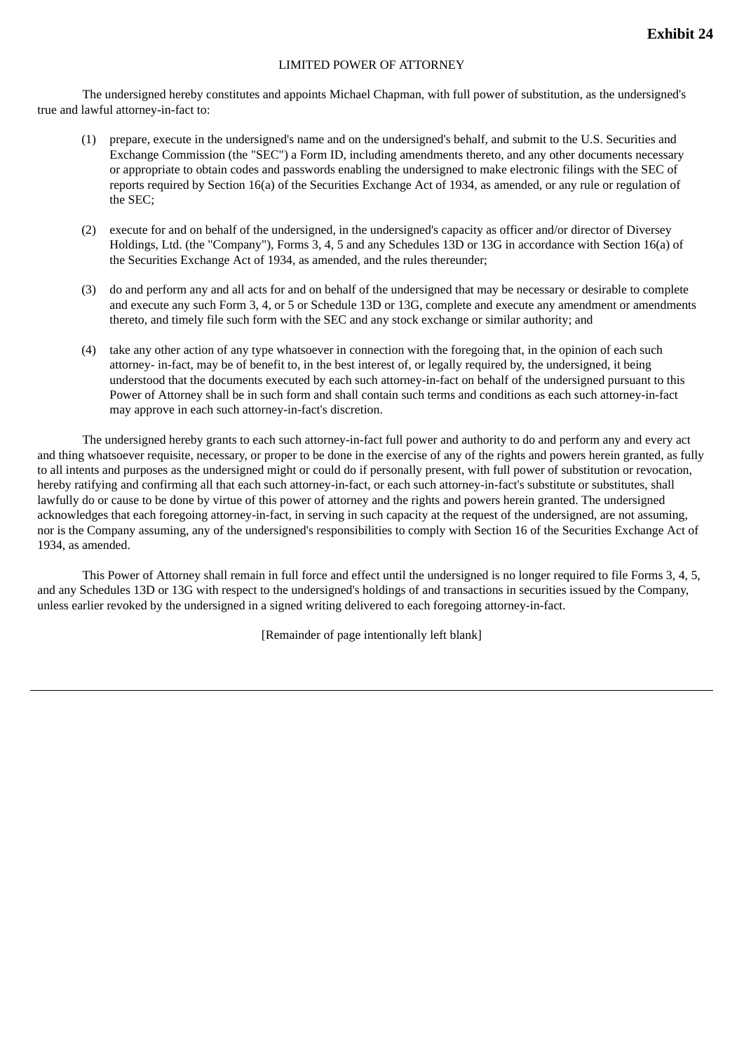**Exhibit 24**

LIMITED POWER OF ATTORNEY

The undersigned hereby constitutes and appoints Michael Chapman, with full power of substitution, as the undersigned's true and lawful attorney-in-fact to:

(1) prepare, execute in the undersigned's name and on the undersigned's behalf, and submit to the U.S. Securities and Exchange Commission (the "SEC") a Form ID, including amendments thereto, and any other documents necessary or appropriate to obtain codes and passwords enabling the undersigned to make electronic filings with the SEC of reports required by Section 16(a) of the Securities Exchange Act of 1934, as amended, or any rule or regulation of the SEC;

(2) execute for and on behalf of the undersigned, in the undersigned's capacity as officer and/or director of Diversey Holdings, Ltd. (the "Company"), Forms 3, 4, 5 and any Schedules 13D or 13G in accordance with Section 16(a) of the Securities Exchange Act of 1934, as amended, and the rules thereunder;

(3) do and perform any and all acts for and on behalf of the undersigned that may be necessary or desirable to complete and execute any such Form 3, 4, or 5 or Schedule 13D or 13G, complete and execute any amendment or amendments thereto, and timely file such form with the SEC and any stock exchange or similar authority; and

(4) take any other action of any type whatsoever in connection with the foregoing that, in the opinion of each such attorney- in-fact, may be of benefit to, in the best interest of, or legally required by, the undersigned, it being understood that the documents executed by each such attorney-in-fact on behalf of the undersigned pursuant to this Power of Attorney shall be in such form and shall contain such terms and conditions as each such attorney-in-fact may approve in each such attorney-in-fact's discretion.

The undersigned hereby grants to each such attorney-in-fact full power and authority to do and perform any and every act and thing whatsoever requisite, necessary, or proper to be done in the exercise of any of the rights and powers herein granted, as fully to all intents and purposes as the undersigned might or could do if personally present, with full power of substitution or revocation, hereby ratifying and confirming all that each such attorney-in-fact, or each such attorney-in-fact's substitute or substitutes, shall lawfully do or cause to be done by virtue of this power of attorney and the rights and powers herein granted. The undersigned acknowledges that each foregoing attorney-in-fact, in serving in such capacity at the request of the undersigned, are not assuming, nor is the Company assuming, any of the undersigned's responsibilities to comply with Section 16 of the Securities Exchange Act of 1934, as amended.

This Power of Attorney shall remain in full force and effect until the undersigned is no longer required to file Forms 3, 4, 5, and any Schedules 13D or 13G with respect to the undersigned's holdings of and transactions in securities issued by the Company, unless earlier revoked by the undersigned in a signed writing delivered to each foregoing attorney-in-fact.

[Remainder of page intentionally left blank]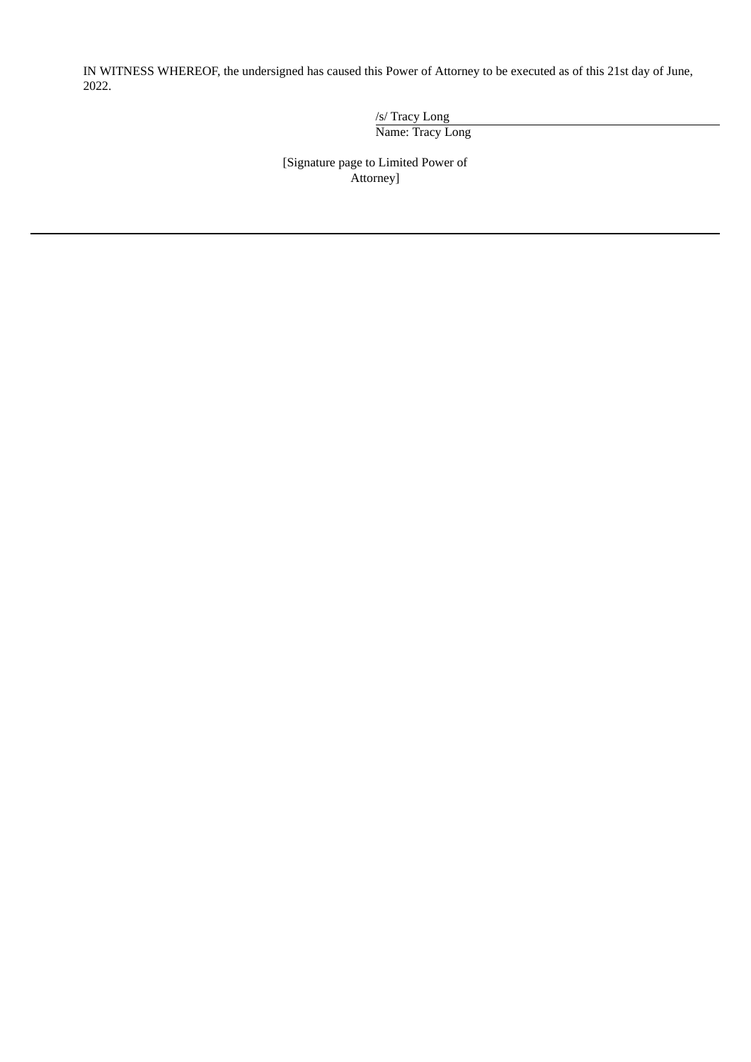IN WITNESS WHEREOF, the undersigned has caused this Power of Attorney to be executed as of this 21st day of June, 2022.

/s/ Tracy Long
Name: Tracy Long

[Signature page to Limited Power of Attorney]